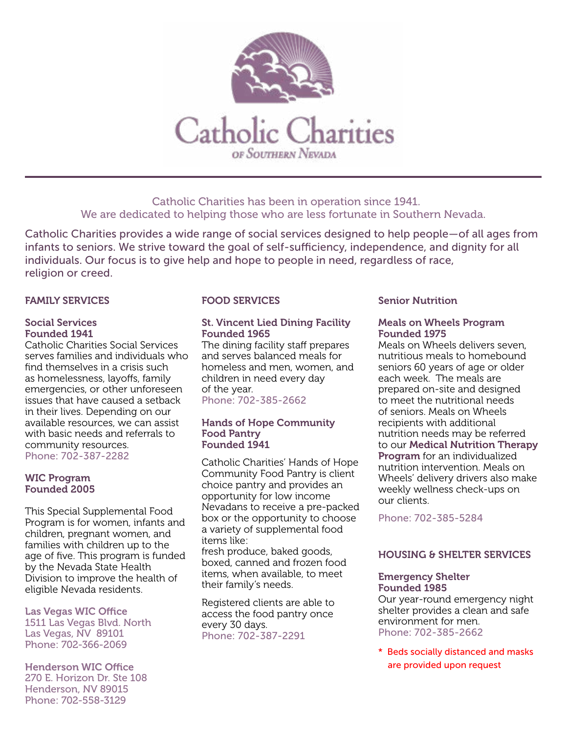# Catholic Charities

OF SOUTHERN NEVADA

Catholic Charities has been in operation since 1941.
We are dedicated to helping those who are less fortunate in Southern Nevada.

Catholic Charities provides a wide range of social services designed to help people—of all ages from infants to seniors. We strive toward the goal of self-sufficiency, independence, and dignity for all individuals. Our focus is to give help and hope to people in need, regardless of race, religion or creed.

## FAMILY SERVICES

### Social Services
**Founded 1941**

Catholic Charities Social Services serves families and individuals who find themselves in a crisis such as homelessness, layoffs, family emergencies, or other unforeseen issues that have caused a setback in their lives. Depending on our available resources, we can assist with basic needs and referrals to community resources.
Phone: 702-387-2282

### WIC Program
**Founded 2005**

This Special Supplemental Food Program is for women, infants and children, pregnant women, and families with children up to the age of five. This program is funded by the Nevada State Health Division to improve the health of eligible Nevada residents.

**Las Vegas WIC Office**
1511 Las Vegas Blvd. North
Las Vegas, NV 89101
Phone: 702-366-2069

**Henderson WIC Office**
270 E. Horizon Dr. Ste 108
Henderson, NV 89015
Phone: 702-558-3129

## FOOD SERVICES

### St. Vincent Lied Dining Facility
**Founded 1965**

The dining facility staff prepares and serves balanced meals for homeless and men, women, and children in need every day of the year.
Phone: 702-385-2662

### Hands of Hope Community Food Pantry
**Founded 1941**

Catholic Charities' Hands of Hope Community Food Pantry is client choice pantry and provides an opportunity for low income Nevadans to receive a pre-packed box or the opportunity to choose a variety of supplemental food items like:
fresh produce, baked goods, boxed, canned and frozen food items, when available, to meet their family's needs.

Registered clients are able to access the food pantry once every 30 days.
Phone: 702-387-2291

## Senior Nutrition

### Meals on Wheels Program
**Founded 1975**

Meals on Wheels delivers seven, nutritious meals to homebound seniors 60 years of age or older each week. The meals are prepared on-site and designed to meet the nutritional needs of seniors. Meals on Wheels recipients with additional nutrition needs may be referred to our **Medical Nutrition Therapy Program** for an individualized nutrition intervention. Meals on Wheels' delivery drivers also make weekly wellness check-ups on our clients.

Phone: 702-385-5284

## HOUSING & SHELTER SERVICES

### Emergency Shelter
**Founded 1985**

Our year-round emergency night shelter provides a clean and safe environment for men.
Phone: 702-385-2662

* Beds socially distanced and masks are provided upon request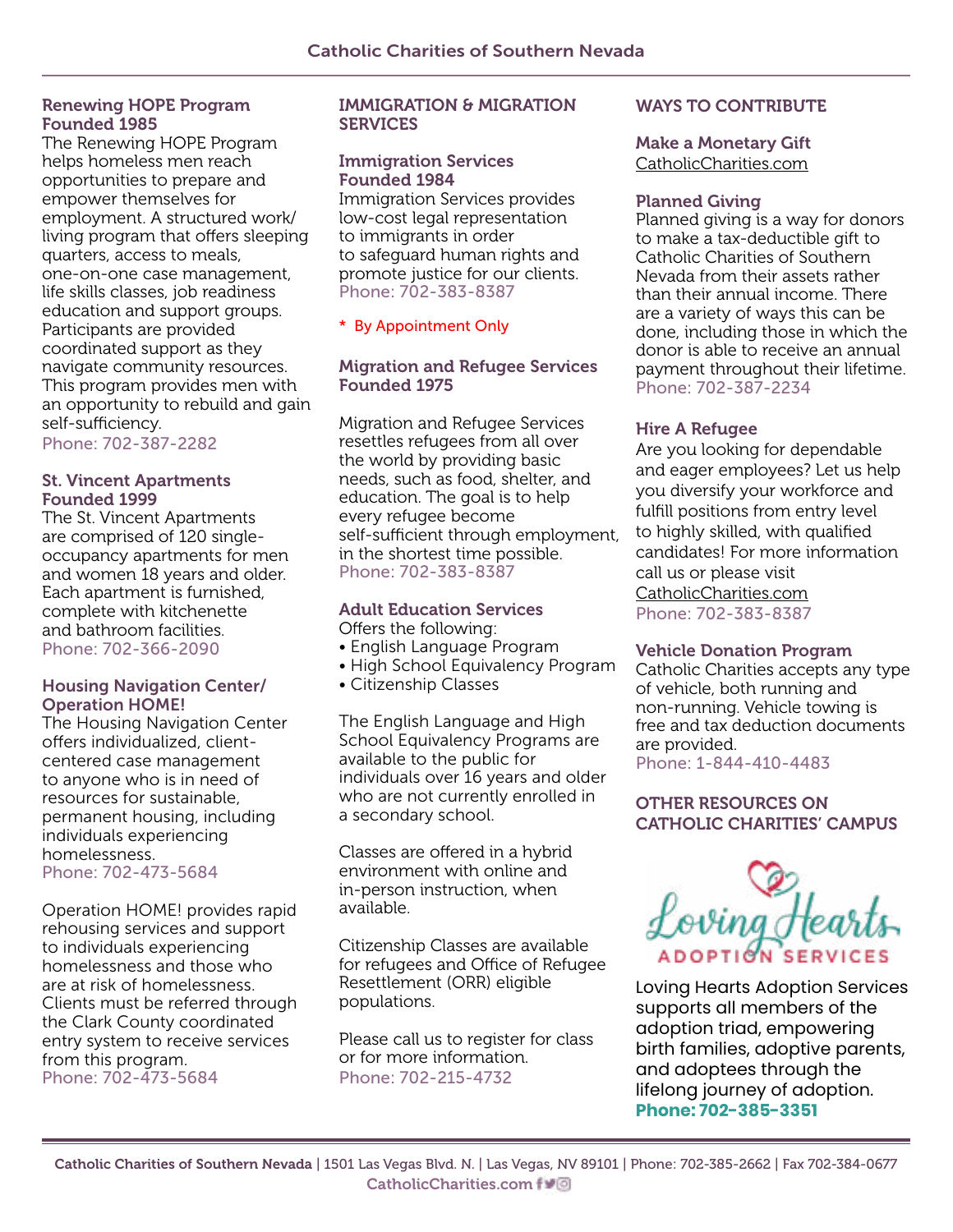### Renewing HOPE Program
### Founded 1985

The Renewing HOPE Program helps homeless men reach opportunities to prepare and empower themselves for employment. A structured work/living program that offers sleeping quarters, access to meals, one-on-one case management, life skills classes, job readiness education and support groups. Participants are provided coordinated support as they navigate community resources. This program provides men with an opportunity to rebuild and gain self-sufficiency.
Phone: 702-387-2282

### St. Vincent Apartments
### Founded 1999

The St. Vincent Apartments are comprised of 120 single-occupancy apartments for men and women 18 years and older. Each apartment is furnished, complete with kitchenette and bathroom facilities.
Phone: 702-366-2090

### Housing Navigation Center/ Operation HOME!

The Housing Navigation Center offers individualized, client-centered case management to anyone who is in need of resources for sustainable, permanent housing, including individuals experiencing homelessness.
Phone: 702-473-5684

Operation HOME! provides rapid rehousing services and support to individuals experiencing homelessness and those who are at risk of homelessness. Clients must be referred through the Clark County coordinated entry system to receive services from this program.
Phone: 702-473-5684

## IMMIGRATION & MIGRATION SERVICES

### Immigration Services
### Founded 1984

Immigration Services provides low-cost legal representation to immigrants in order to safeguard human rights and promote justice for our clients.
Phone: 702-383-8387

* By Appointment Only

### Migration and Refugee Services
### Founded 1975

Migration and Refugee Services resettles refugees from all over the world by providing basic needs, such as food, shelter, and education. The goal is to help every refugee become self-sufficient through employment, in the shortest time possible.
Phone: 702-383-8387

### Adult Education Services

Offers the following:

- English Language Program
- High School Equivalency Program
- Citizenship Classes

The English Language and High School Equivalency Programs are available to the public for individuals over 16 years and older who are not currently enrolled in a secondary school.

Classes are offered in a hybrid environment with online and in-person instruction, when available.

Citizenship Classes are available for refugees and Office of Refugee Resettlement (ORR) eligible populations.

Please call us to register for class or for more information.
Phone: 702-215-4732

## WAYS TO CONTRIBUTE

### Make a Monetary Gift

CatholicCharities.com

### Planned Giving

Planned giving is a way for donors to make a tax-deductible gift to Catholic Charities of Southern Nevada from their assets rather than their annual income. There are a variety of ways this can be done, including those in which the donor is able to receive an annual payment throughout their lifetime.
Phone: 702-387-2234

### Hire A Refugee

Are you looking for dependable and eager employees? Let us help you diversify your workforce and fulfill positions from entry level to highly skilled, with qualified candidates! For more information call us or please visit CatholicCharities.com
Phone: 702-383-8387

### Vehicle Donation Program

Catholic Charities accepts any type of vehicle, both running and non-running. Vehicle towing is free and tax deduction documents are provided.
Phone: 1-844-410-4483

## OTHER RESOURCES ON CATHOLIC CHARITIES' CAMPUS

Loving Hearts ADOPTION SERVICES

Loving Hearts Adoption Services supports all members of the adoption triad, empowering birth families, adoptive parents, and adoptees through the lifelong journey of adoption.
**Phone: 702-385-3351**

Catholic Charities of Southern Nevada | 1501 Las Vegas Blvd. N. | Las Vegas, NV 89101 | Phone: 702-385-2662 | Fax 702-384-0677
CatholicCharities.com